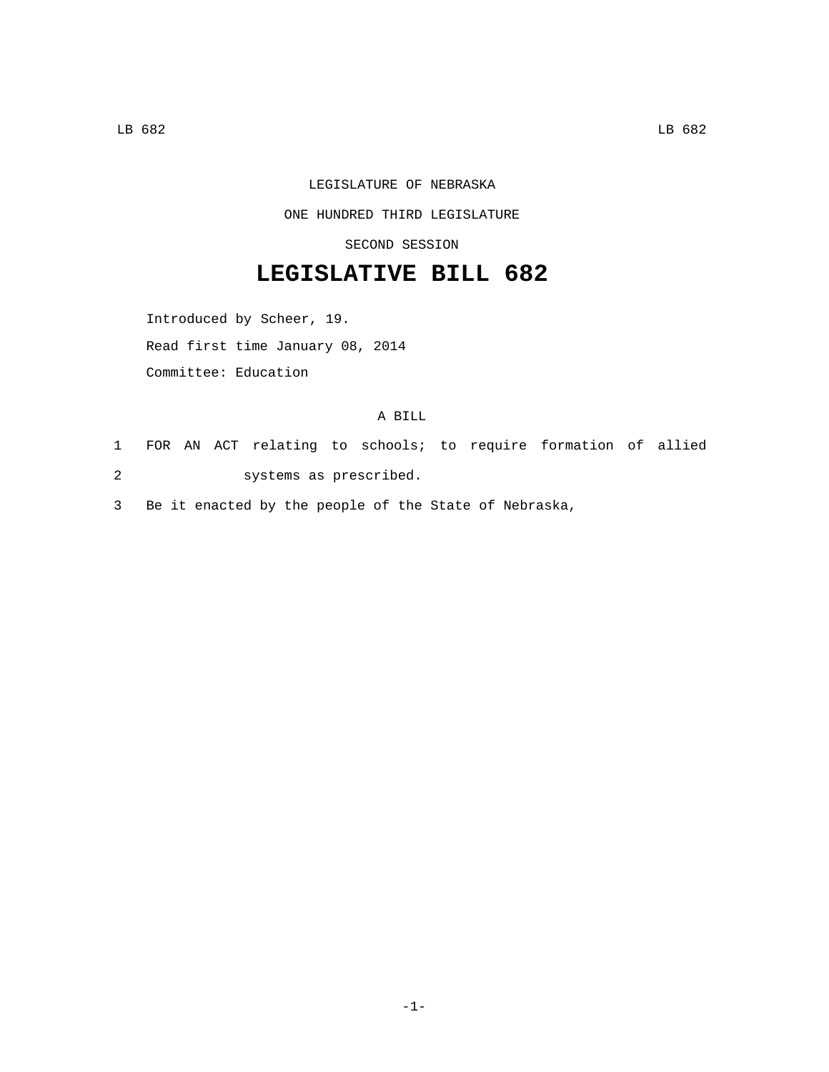LEGISLATURE OF NEBRASKA

ONE HUNDRED THIRD LEGISLATURE

SECOND SESSION

# LEGISLATIVE BILL 682

Introduced by Scheer, 19.

Read first time January 08, 2014

Committee: Education

A BILL

1 FOR AN ACT relating to schools; to require formation of allied
2 systems as prescribed.
3 Be it enacted by the people of the State of Nebraska,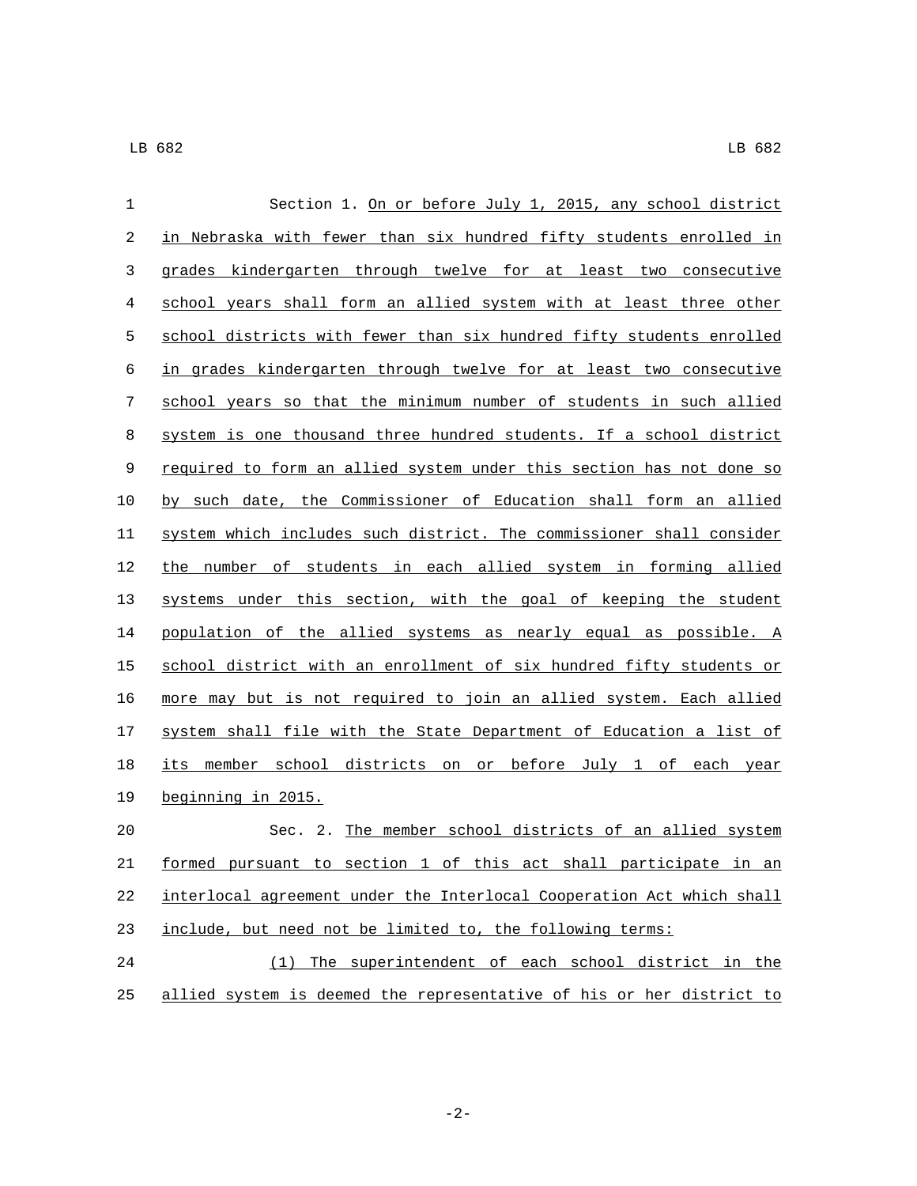Section 1. On or before July 1, 2015, any school district in Nebraska with fewer than six hundred fifty students enrolled in grades kindergarten through twelve for at least two consecutive school years shall form an allied system with at least three other school districts with fewer than six hundred fifty students enrolled in grades kindergarten through twelve for at least two consecutive school years so that the minimum number of students in such allied system is one thousand three hundred students. If a school district required to form an allied system under this section has not done so by such date, the Commissioner of Education shall form an allied system which includes such district. The commissioner shall consider the number of students in each allied system in forming allied systems under this section, with the goal of keeping the student population of the allied systems as nearly equal as possible. A school district with an enrollment of six hundred fifty students or more may but is not required to join an allied system. Each allied system shall file with the State Department of Education a list of its member school districts on or before July 1 of each year beginning in 2015.

Sec. 2. The member school districts of an allied system formed pursuant to section 1 of this act shall participate in an interlocal agreement under the Interlocal Cooperation Act which shall include, but need not be limited to, the following terms:

(1) The superintendent of each school district in the allied system is deemed the representative of his or her district to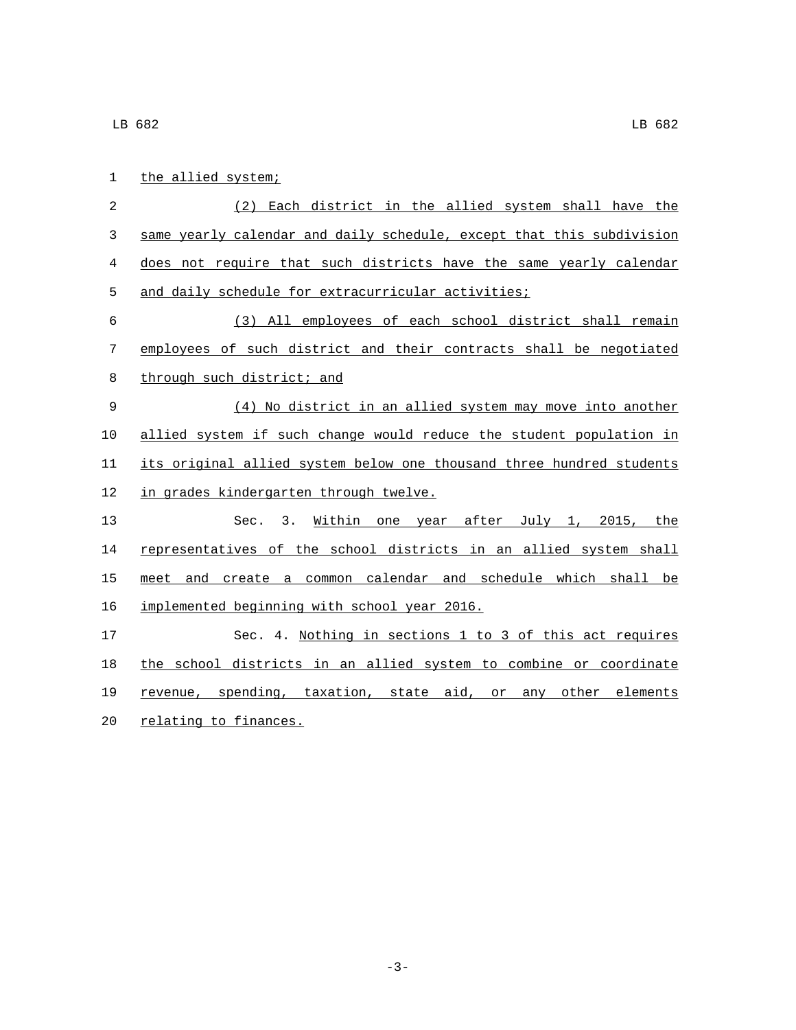the allied system;

(2) Each district in the allied system shall have the same yearly calendar and daily schedule, except that this subdivision does not require that such districts have the same yearly calendar and daily schedule for extracurricular activities;

(3) All employees of each school district shall remain employees of such district and their contracts shall be negotiated through such district; and

(4) No district in an allied system may move into another allied system if such change would reduce the student population in its original allied system below one thousand three hundred students in grades kindergarten through twelve.

Sec. 3. Within one year after July 1, 2015, the representatives of the school districts in an allied system shall meet and create a common calendar and schedule which shall be implemented beginning with school year 2016.

Sec. 4. Nothing in sections 1 to 3 of this act requires the school districts in an allied system to combine or coordinate revenue, spending, taxation, state aid, or any other elements relating to finances.